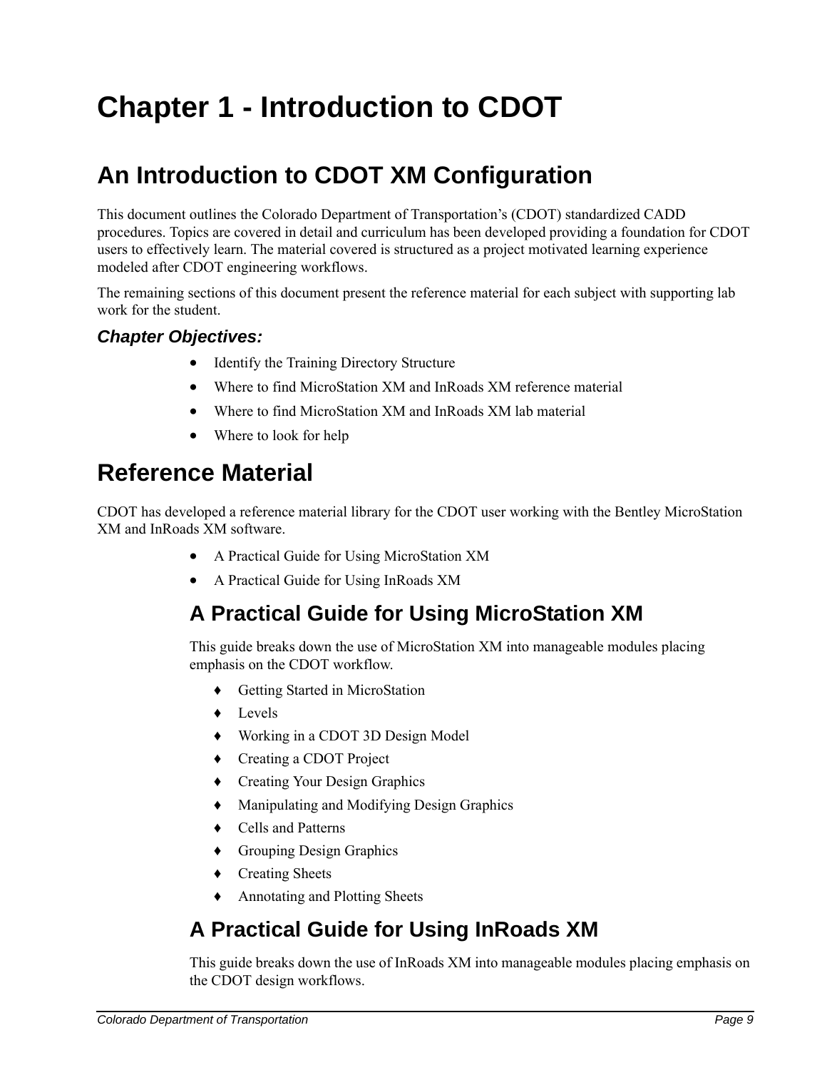# Chapter 1 - Introduction to CDOT

## An Introduction to CDOT XM Configuration

This document outlines the Colorado Department of Transportation's (CDOT) standardized CADD procedures. Topics are covered in detail and curriculum has been developed providing a foundation for CDOT users to effectively learn. The material covered is structured as a project motivated learning experience modeled after CDOT engineering workflows.

The remaining sections of this document present the reference material for each subject with supporting lab work for the student.

### *Chapter Objectives:*

- Identify the Training Directory Structure
- Where to find MicroStation XM and InRoads XM reference material
- Where to find MicroStation XM and InRoads XM lab material
- Where to look for help

## Reference Material

CDOT has developed a reference material library for the CDOT user working with the Bentley MicroStation XM and InRoads XM software.

- A Practical Guide for Using MicroStation XM
- A Practical Guide for Using InRoads XM

### A Practical Guide for Using MicroStation XM

This guide breaks down the use of MicroStation XM into manageable modules placing emphasis on the CDOT workflow.

- Getting Started in MicroStation
- Levels
- Working in a CDOT 3D Design Model
- Creating a CDOT Project
- Creating Your Design Graphics
- Manipulating and Modifying Design Graphics
- Cells and Patterns
- Grouping Design Graphics
- Creating Sheets
- Annotating and Plotting Sheets

### A Practical Guide for Using InRoads XM

This guide breaks down the use of InRoads XM into manageable modules placing emphasis on the CDOT design workflows.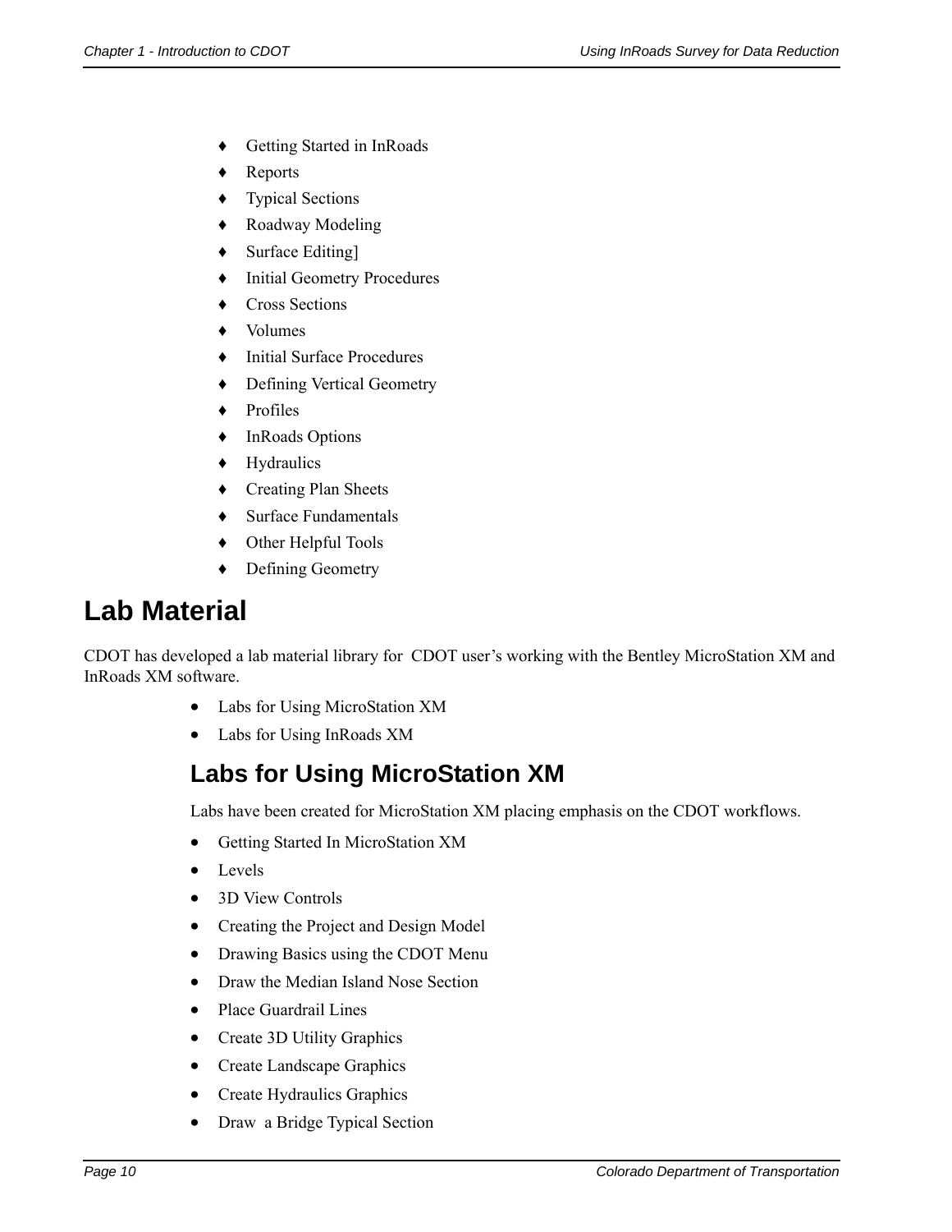- Getting Started in InRoads
- Reports
- Typical Sections
- Roadway Modeling
- Surface Editing]
- Initial Geometry Procedures
- Cross Sections
- Volumes
- Initial Surface Procedures
- Defining Vertical Geometry
- Profiles
- InRoads Options
- Hydraulics
- Creating Plan Sheets
- Surface Fundamentals
- Other Helpful Tools
- Defining Geometry

# Lab Material

CDOT has developed a lab material library for CDOT user's working with the Bentley MicroStation XM and InRoads XM software.

- Labs for Using MicroStation XM
- Labs for Using InRoads XM

## Labs for Using MicroStation XM

Labs have been created for MicroStation XM placing emphasis on the CDOT workflows.

- Getting Started In MicroStation XM
- Levels
- 3D View Controls
- Creating the Project and Design Model
- Drawing Basics using the CDOT Menu
- Draw the Median Island Nose Section
- Place Guardrail Lines
- Create 3D Utility Graphics
- Create Landscape Graphics
- Create Hydraulics Graphics
- Draw a Bridge Typical Section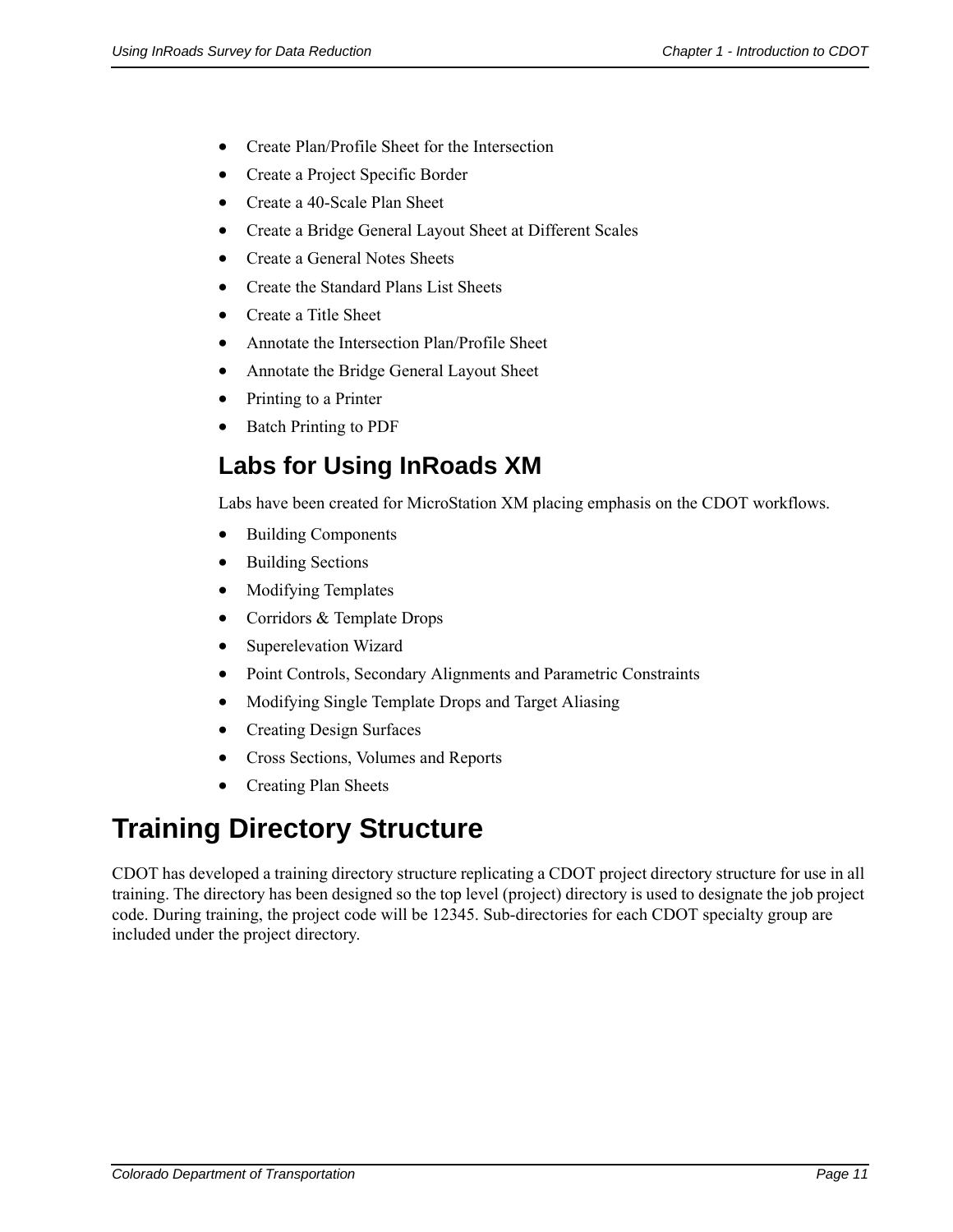- Create Plan/Profile Sheet for the Intersection
- Create a Project Specific Border
- Create a 40-Scale Plan Sheet
- Create a Bridge General Layout Sheet at Different Scales
- Create a General Notes Sheets
- Create the Standard Plans List Sheets
- Create a Title Sheet
- Annotate the Intersection Plan/Profile Sheet
- Annotate the Bridge General Layout Sheet
- Printing to a Printer
- Batch Printing to PDF

### Labs for Using InRoads XM

Labs have been created for MicroStation XM placing emphasis on the CDOT workflows.

- Building Components
- Building Sections
- Modifying Templates
- Corridors & Template Drops
- Superelevation Wizard
- Point Controls, Secondary Alignments and Parametric Constraints
- Modifying Single Template Drops and Target Aliasing
- Creating Design Surfaces
- Cross Sections, Volumes and Reports
- Creating Plan Sheets

## Training Directory Structure

CDOT has developed a training directory structure replicating a CDOT project directory structure for use in all training. The directory has been designed so the top level (project) directory is used to designate the job project code. During training, the project code will be 12345. Sub-directories for each CDOT specialty group are included under the project directory.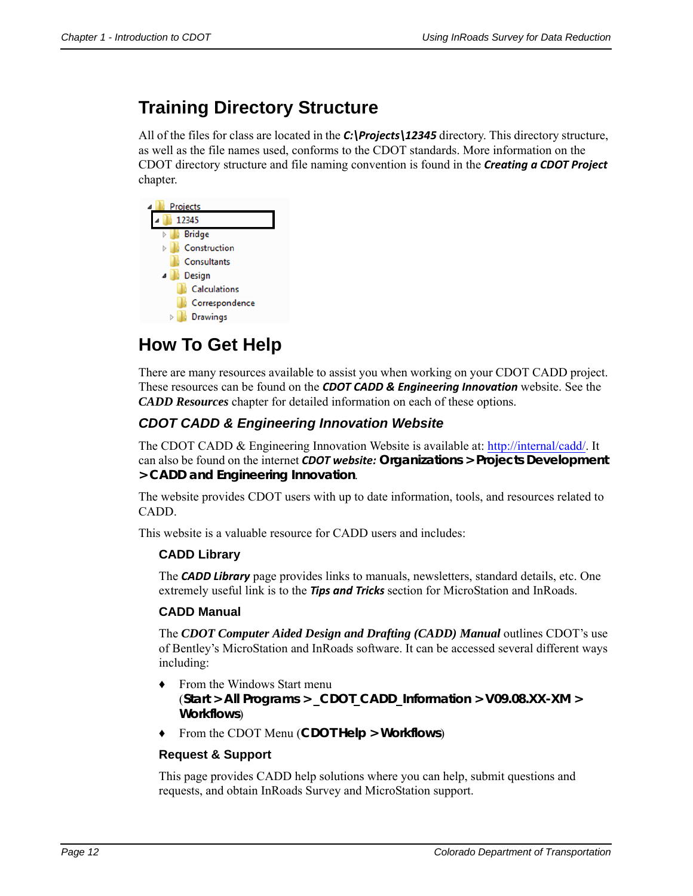## Training Directory Structure

All of the files for class are located in the ***C:\Projects\12345*** directory. This directory structure, as well as the file names used, conforms to the CDOT standards. More information on the CDOT directory structure and file naming convention is found in the ***Creating a CDOT Project*** chapter.

## How To Get Help

There are many resources available to assist you when working on your CDOT CADD project. These resources can be found on the ***CDOT CADD & Engineering Innovation*** website. See the ***CADD Resources*** chapter for detailed information on each of these options.

### *CDOT CADD & Engineering Innovation Website*

The CDOT CADD & Engineering Innovation Website is available at: http://internal/cadd/. It can also be found on the internet ***CDOT website:*** **Organizations > Projects Development > CADD and Engineering Innovation**.

The website provides CDOT users with up to date information, tools, and resources related to CADD.

This website is a valuable resource for CADD users and includes:

#### CADD Library

The ***CADD Library*** page provides links to manuals, newsletters, standard details, etc. One extremely useful link is to the ***Tips and Tricks*** section for MicroStation and InRoads.

#### CADD Manual

The ***CDOT Computer Aided Design and Drafting (CADD) Manual*** outlines CDOT's use of Bentley's MicroStation and InRoads software. It can be accessed several different ways including:

- From the Windows Start menu (**Start > All Programs > _CDOT_CADD_Information > V09.08.XX-XM > Workflows**)
- From the CDOT Menu (**CDOT Help > Workflows**)

#### Request & Support

This page provides CADD help solutions where you can help, submit questions and requests, and obtain InRoads Survey and MicroStation support.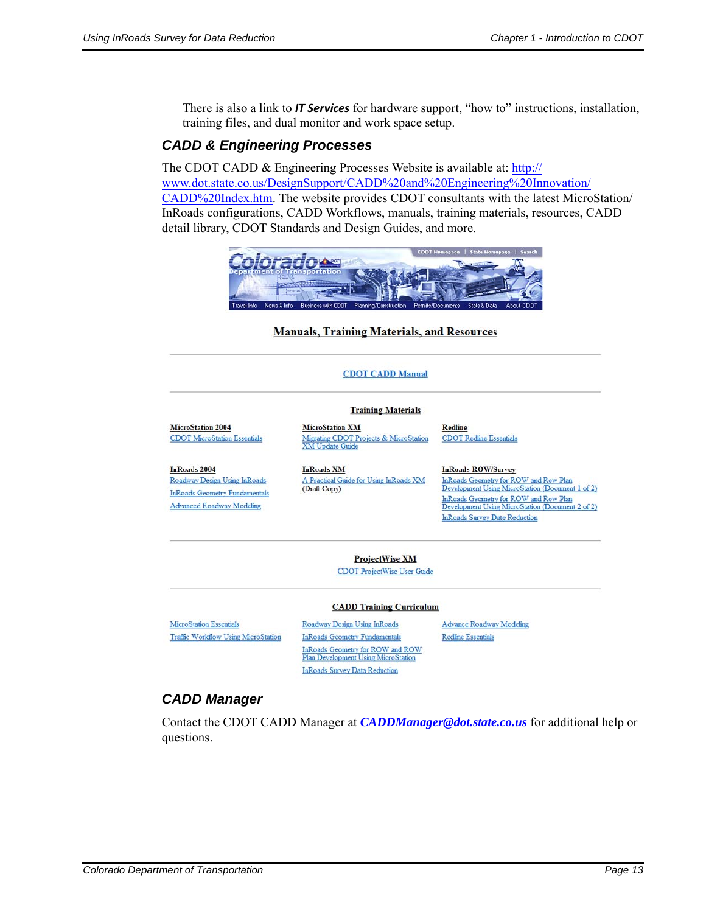There is also a link to ***IT Services*** for hardware support, "how to" instructions, installation, training files, and dual monitor and work space setup.

## CADD & Engineering Processes

The CDOT CADD & Engineering Processes Website is available at: http://www.dot.state.co.us/DesignSupport/CADD%20and%20Engineering%20Innovation/CADD%20Index.htm. The website provides CDOT consultants with the latest MicroStation/InRoads configurations, CADD Workflows, manuals, training materials, resources, CADD detail library, CDOT Standards and Design Guides, and more.

Colorado Department of Transportation

CDOT Homepage | State Homepage | Search

Travel Info | News & Info | Business with CDOT | Planning/Construction | Permits/Documents | Stats & Data | About CDOT

**Manuals, Training Materials, and Resources**

CDOT CADD Manual

**Training Materials**

**MicroStation 2004**
CDOT MicroStation Essentials

**MicroStation XM**
Migrating CDOT Projects & MicroStation XM Update Guide

**Redline**
CDOT Redline Essentials

**InRoads 2004**
Roadway Design Using InRoads
InRoads Geometry Fundamentals
Advanced Roadway Modeling

**InRoads XM**
A Practical Guide for Using InRoads XM (Draft Copy)

**InRoads ROW/Survey**
InRoads Geometry for ROW and Row Plan Development Using MicroStation (Document 1 of 2)
InRoads Geometry for ROW and Row Plan Development Using MicroStation (Document 2 of 2)
InRoads Survey Date Reduction

**ProjectWise XM**
CDOT ProjectWise User Guide

**CADD Training Curriculum**

MicroStation Essentials
Traffic Workflow Using MicroStation
Roadway Design Using InRoads
InRoads Geometry Fundamentals
InRoads Geometry for ROW and ROW Plan Development Using MicroStation
InRoads Survey Data Reduction
Advance Roadway Modeling
Redline Essentials

## CADD Manager

Contact the CDOT CADD Manager at ***CADDManager@dot.state.co.us*** for additional help or questions.